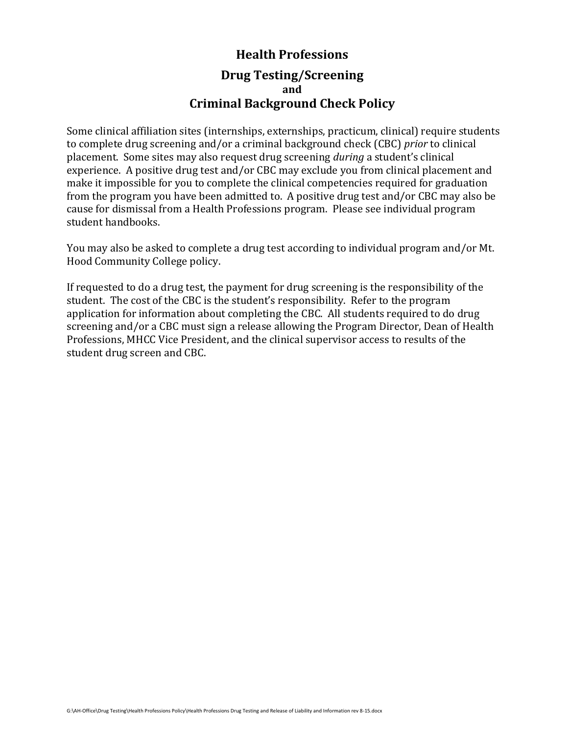# Health Professions

## Drug Testing/Screening
### and
## Criminal Background Check Policy

Some clinical affiliation sites (internships, externships, practicum, clinical) require students to complete drug screening and/or a criminal background check (CBC) *prior* to clinical placement. Some sites may also request drug screening *during* a student's clinical experience. A positive drug test and/or CBC may exclude you from clinical placement and make it impossible for you to complete the clinical competencies required for graduation from the program you have been admitted to. A positive drug test and/or CBC may also be cause for dismissal from a Health Professions program. Please see individual program student handbooks.

You may also be asked to complete a drug test according to individual program and/or Mt. Hood Community College policy.

If requested to do a drug test, the payment for drug screening is the responsibility of the student. The cost of the CBC is the student's responsibility. Refer to the program application for information about completing the CBC. All students required to do drug screening and/or a CBC must sign a release allowing the Program Director, Dean of Health Professions, MHCC Vice President, and the clinical supervisor access to results of the student drug screen and CBC.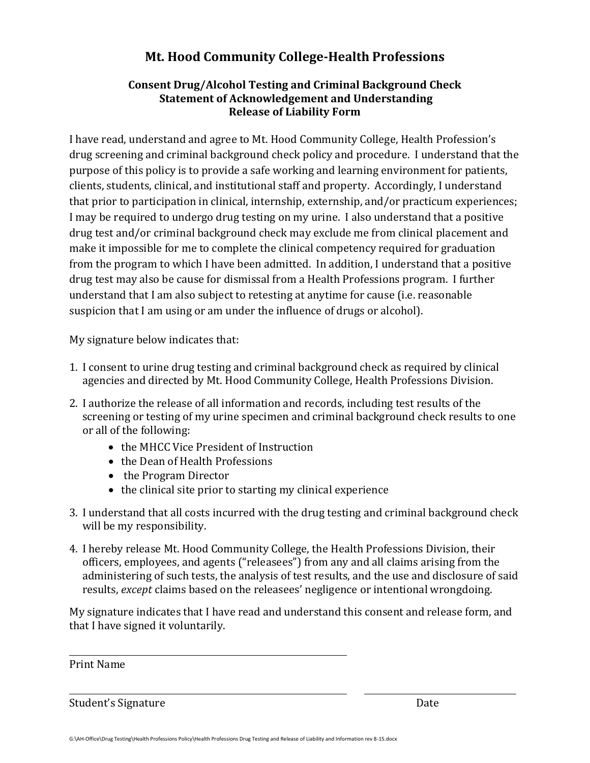# Mt. Hood Community College-Health Professions

### Consent Drug/Alcohol Testing and Criminal Background Check
### Statement of Acknowledgement and Understanding
### Release of Liability Form

I have read, understand and agree to Mt. Hood Community College, Health Profession's drug screening and criminal background check policy and procedure. I understand that the purpose of this policy is to provide a safe working and learning environment for patients, clients, students, clinical, and institutional staff and property. Accordingly, I understand that prior to participation in clinical, internship, externship, and/or practicum experiences; I may be required to undergo drug testing on my urine. I also understand that a positive drug test and/or criminal background check may exclude me from clinical placement and make it impossible for me to complete the clinical competency required for graduation from the program to which I have been admitted. In addition, I understand that a positive drug test may also be cause for dismissal from a Health Professions program. I further understand that I am also subject to retesting at anytime for cause (i.e. reasonable suspicion that I am using or am under the influence of drugs or alcohol).

My signature below indicates that:

1. I consent to urine drug testing and criminal background check as required by clinical agencies and directed by Mt. Hood Community College, Health Professions Division.
2. I authorize the release of all information and records, including test results of the screening or testing of my urine specimen and criminal background check results to one or all of the following:
   - the MHCC Vice President of Instruction
   - the Dean of Health Professions
   - the Program Director
   - the clinical site prior to starting my clinical experience
3. I understand that all costs incurred with the drug testing and criminal background check will be my responsibility.
4. I hereby release Mt. Hood Community College, the Health Professions Division, their officers, employees, and agents ("releasees") from any and all claims arising from the administering of such tests, the analysis of test results, and the use and disclosure of said results, *except* claims based on the releasees' negligence or intentional wrongdoing.

My signature indicates that I have read and understand this consent and release form, and that I have signed it voluntarily.

______________________________________________
Print Name

______________________________________________ ____________________
Student's Signature Date

G:\AH-Office\Drug Testing\Health Professions Policy\Health Professions Drug Testing and Release of Liability and Information rev 8-15.docx